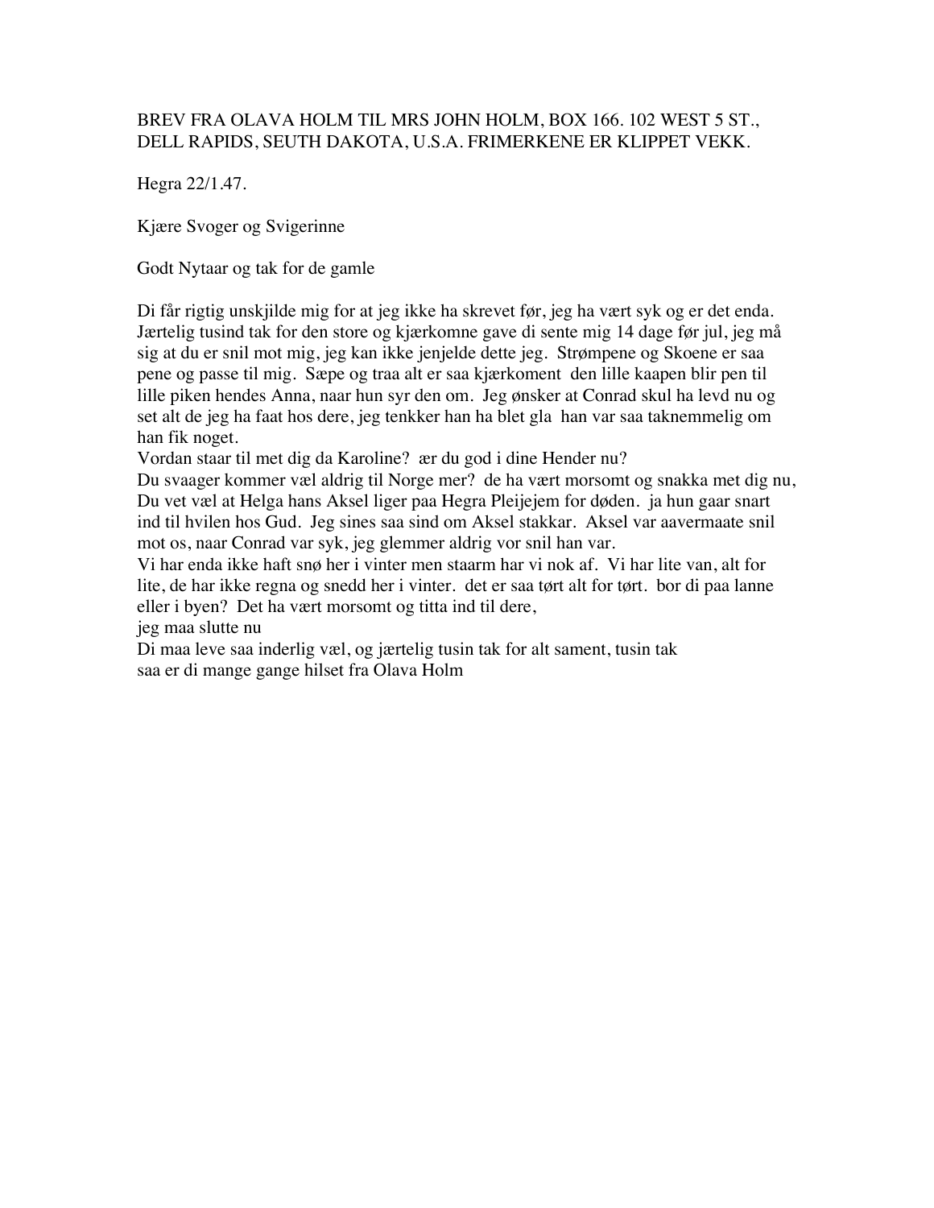BREV FRA OLAVA HOLM TIL MRS JOHN HOLM, BOX 166. 102 WEST 5 ST., DELL RAPIDS, SEUTH DAKOTA, U.S.A. FRIMERKENE ER KLIPPET VEKK.

Hegra 22/1.47.

Kjære Svoger og Svigerinne

Godt Nytaar og tak for de gamle

Di får rigtig unskjilde mig for at jeg ikke ha skrevet før, jeg ha vært syk og er det enda. Jærtelig tusind tak for den store og kjærkomne gave di sente mig 14 dage før jul, jeg må sig at du er snil mot mig, jeg kan ikke jenjelde dette jeg. Strømpene og Skoene er saa pene og passe til mig. Sæpe og traa alt er saa kjærkoment den lille kaapen blir pen til lille piken hendes Anna, naar hun syr den om. Jeg ønsker at Conrad skul ha levd nu og set alt de jeg ha faat hos dere, jeg tenkker han ha blet gla han var saa taknemmelig om han fik noget.
Vordan staar til met dig da Karoline? ær du god i dine Hender nu?
Du svaager kommer væl aldrig til Norge mer? de ha vært morsomt og snakka met dig nu, Du vet væl at Helga hans Aksel liger paa Hegra Pleijejem for døden. ja hun gaar snart ind til hvilen hos Gud. Jeg sines saa sind om Aksel stakkar. Aksel var aavermaate snil mot os, naar Conrad var syk, jeg glemmer aldrig vor snil han var.
Vi har enda ikke haft snø her i vinter men staarm har vi nok af. Vi har lite van, alt for lite, de har ikke regna og snedd her i vinter. det er saa tørt alt for tørt. bor di paa lanne eller i byen? Det ha vært morsomt og titta ind til dere,
jeg maa slutte nu
Di maa leve saa inderlig væl, og jærtelig tusin tak for alt sament, tusin tak
saa er di mange gange hilset fra Olava Holm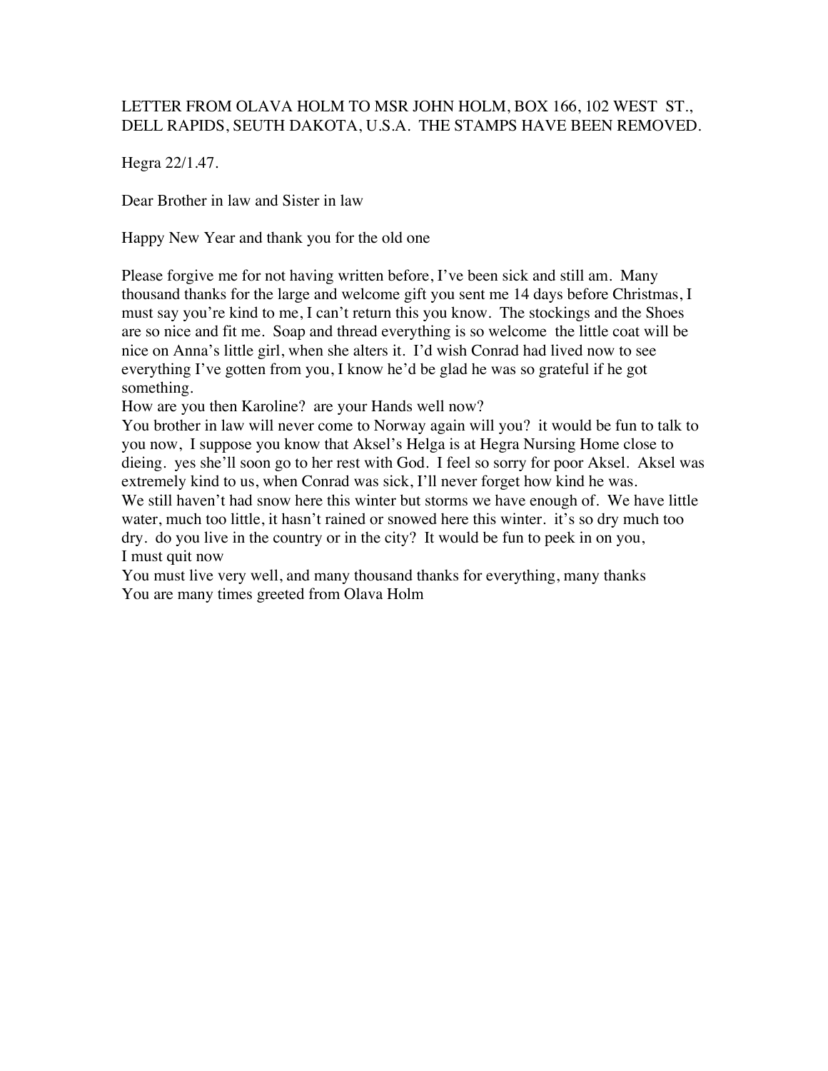LETTER FROM OLAVA HOLM TO MSR JOHN HOLM, BOX 166, 102 WEST ST., DELL RAPIDS, SEUTH DAKOTA, U.S.A. THE STAMPS HAVE BEEN REMOVED.

Hegra 22/1.47.

Dear Brother in law and Sister in law

Happy New Year and thank you for the old one

Please forgive me for not having written before, I've been sick and still am. Many thousand thanks for the large and welcome gift you sent me 14 days before Christmas, I must say you're kind to me, I can't return this you know. The stockings and the Shoes are so nice and fit me. Soap and thread everything is so welcome the little coat will be nice on Anna's little girl, when she alters it. I'd wish Conrad had lived now to see everything I've gotten from you, I know he'd be glad he was so grateful if he got something.
How are you then Karoline? are your Hands well now?
You brother in law will never come to Norway again will you? it would be fun to talk to you now, I suppose you know that Aksel's Helga is at Hegra Nursing Home close to dieing. yes she'll soon go to her rest with God. I feel so sorry for poor Aksel. Aksel was extremely kind to us, when Conrad was sick, I'll never forget how kind he was.
We still haven't had snow here this winter but storms we have enough of. We have little water, much too little, it hasn't rained or snowed here this winter. it's so dry much too dry. do you live in the country or in the city? It would be fun to peek in on you,
I must quit now
You must live very well, and many thousand thanks for everything, many thanks
You are many times greeted from Olava Holm